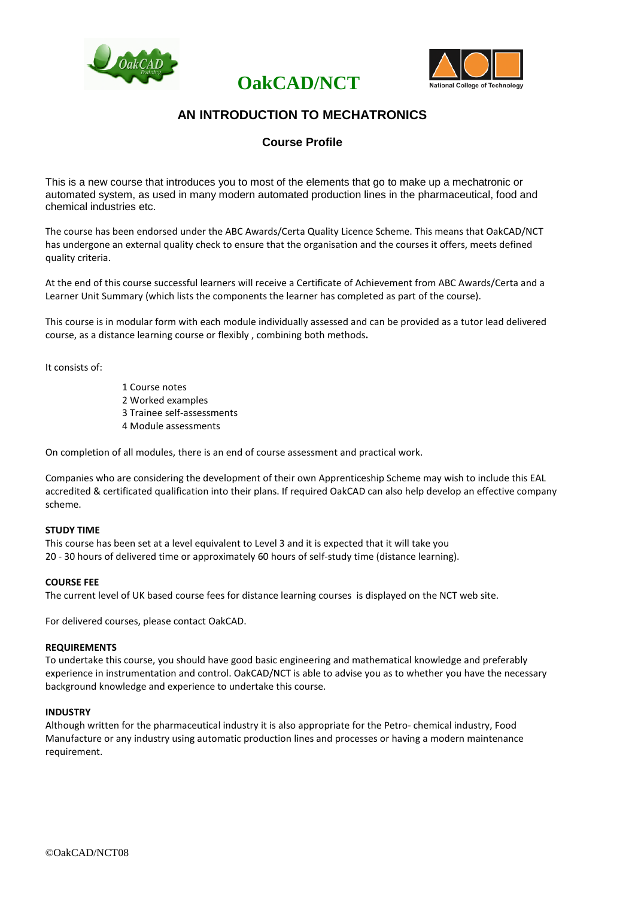# OakCAD/NCT

## AN INTRODUCTION TO MECHATRONICS

### Course Profile

This is a new course that introduces you to most of the elements that go to make up a mechatronic or automated system, as used in many modern automated production lines in the pharmaceutical, food and chemical industries etc.

The course has been endorsed under the ABC Awards/Certa Quality Licence Scheme. This means that OakCAD/NCT has undergone an external quality check to ensure that the organisation and the courses it offers, meets defined quality criteria.

At the end of this course successful learners will receive a Certificate of Achievement from ABC Awards/Certa and a Learner Unit Summary (which lists the components the learner has completed as part of the course).

This course is in modular form with each module individually assessed and can be provided as a tutor lead delivered course, as a distance learning course or flexibly , combining both methods.

It consists of:

1 Course notes
2 Worked examples
3 Trainee self-assessments
4 Module assessments

On completion of all modules, there is an end of course assessment and practical work.

Companies who are considering the development of their own Apprenticeship Scheme may wish to include this EAL accredited & certificated qualification into their plans. If required OakCAD can also help develop an effective company scheme.

**STUDY TIME**
This course has been set at a level equivalent to Level 3 and it is expected that it will take you 20 - 30 hours of delivered time or approximately 60 hours of self-study time (distance learning).

**COURSE FEE**
The current level of UK based course fees for distance learning courses is displayed on the NCT web site.

For delivered courses, please contact OakCAD.

**REQUIREMENTS**
To undertake this course, you should have good basic engineering and mathematical knowledge and preferably experience in instrumentation and control. OakCAD/NCT is able to advise you as to whether you have the necessary background knowledge and experience to undertake this course.

**INDUSTRY**
Although written for the pharmaceutical industry it is also appropriate for the Petro- chemical industry, Food Manufacture or any industry using automatic production lines and processes or having a modern maintenance requirement.

©OakCAD/NCT08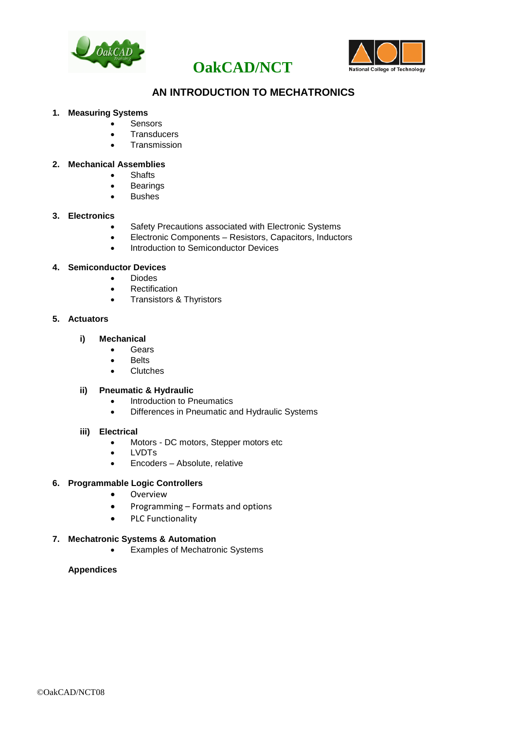# OakCAD/NCT

## AN INTRODUCTION TO MECHATRONICS

1. **Measuring Systems**
   - Sensors
   - Transducers
   - Transmission

2. **Mechanical Assemblies**
   - Shafts
   - Bearings
   - Bushes

3. **Electronics**
   - Safety Precautions associated with Electronic Systems
   - Electronic Components – Resistors, Capacitors, Inductors
   - Introduction to Semiconductor Devices

4. **Semiconductor Devices**
   - Diodes
   - Rectification
   - Transistors & Thyristors

5. **Actuators**

   **i) Mechanical**
   - Gears
   - Belts
   - Clutches

   **ii) Pneumatic & Hydraulic**
   - Introduction to Pneumatics
   - Differences in Pneumatic and Hydraulic Systems

   **iii) Electrical**
   - Motors - DC motors, Stepper motors etc
   - LVDTs
   - Encoders – Absolute, relative

6. **Programmable Logic Controllers**
   - Overview
   - Programming – Formats and options
   - PLC Functionality

7. **Mechatronic Systems & Automation**
   - Examples of Mechatronic Systems

**Appendices**

©OakCAD/NCT08